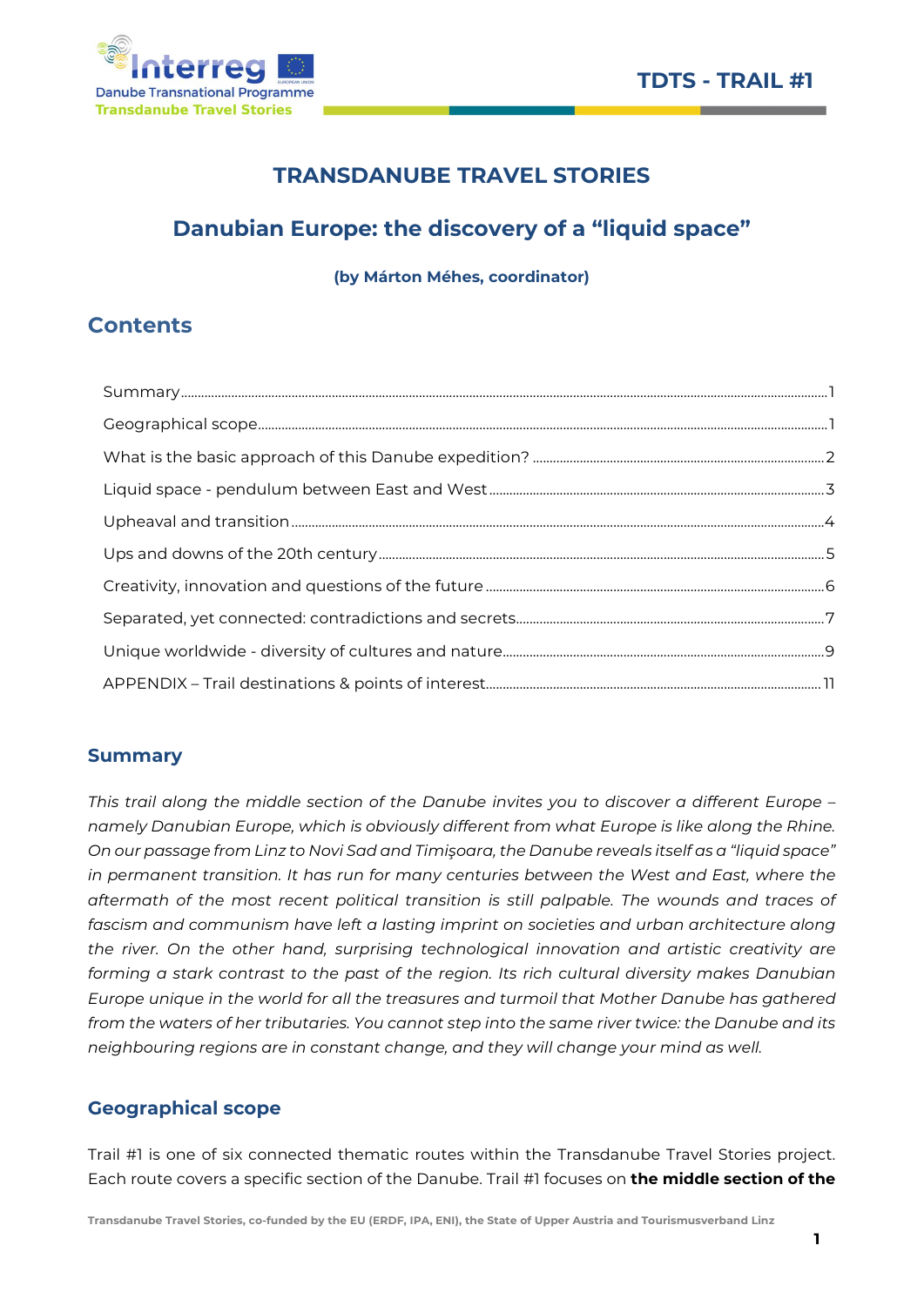# TRANSDANUBE TRAVEL STORIES

## Danubian Europe: the discovery of a "liquid space"

**(by Márton Méhes, coordinator)**

## Contents

- Summary ........ 1
- Geographical scope ........ 1
- What is the basic approach of this Danube expedition? ........ 2
- Liquid space - pendulum between East and West ........ 3
- Upheaval and transition ........ 4
- Ups and downs of the 20th century ........ 5
- Creativity, innovation and questions of the future ........ 6
- Separated, yet connected: contradictions and secrets ........ 7
- Unique worldwide - diversity of cultures and nature ........ 9
- APPENDIX – Trail destinations & points of interest ........ 11

## Summary

*This trail along the middle section of the Danube invites you to discover a different Europe – namely Danubian Europe, which is obviously different from what Europe is like along the Rhine. On our passage from Linz to Novi Sad and Timişoara, the Danube reveals itself as a "liquid space" in permanent transition. It has run for many centuries between the West and East, where the aftermath of the most recent political transition is still palpable. The wounds and traces of fascism and communism have left a lasting imprint on societies and urban architecture along the river. On the other hand, surprising technological innovation and artistic creativity are forming a stark contrast to the past of the region. Its rich cultural diversity makes Danubian Europe unique in the world for all the treasures and turmoil that Mother Danube has gathered from the waters of her tributaries. You cannot step into the same river twice: the Danube and its neighbouring regions are in constant change, and they will change your mind as well.*

## Geographical scope

Trail #1 is one of six connected thematic routes within the Transdanube Travel Stories project. Each route covers a specific section of the Danube. Trail #1 focuses on **the middle section of the**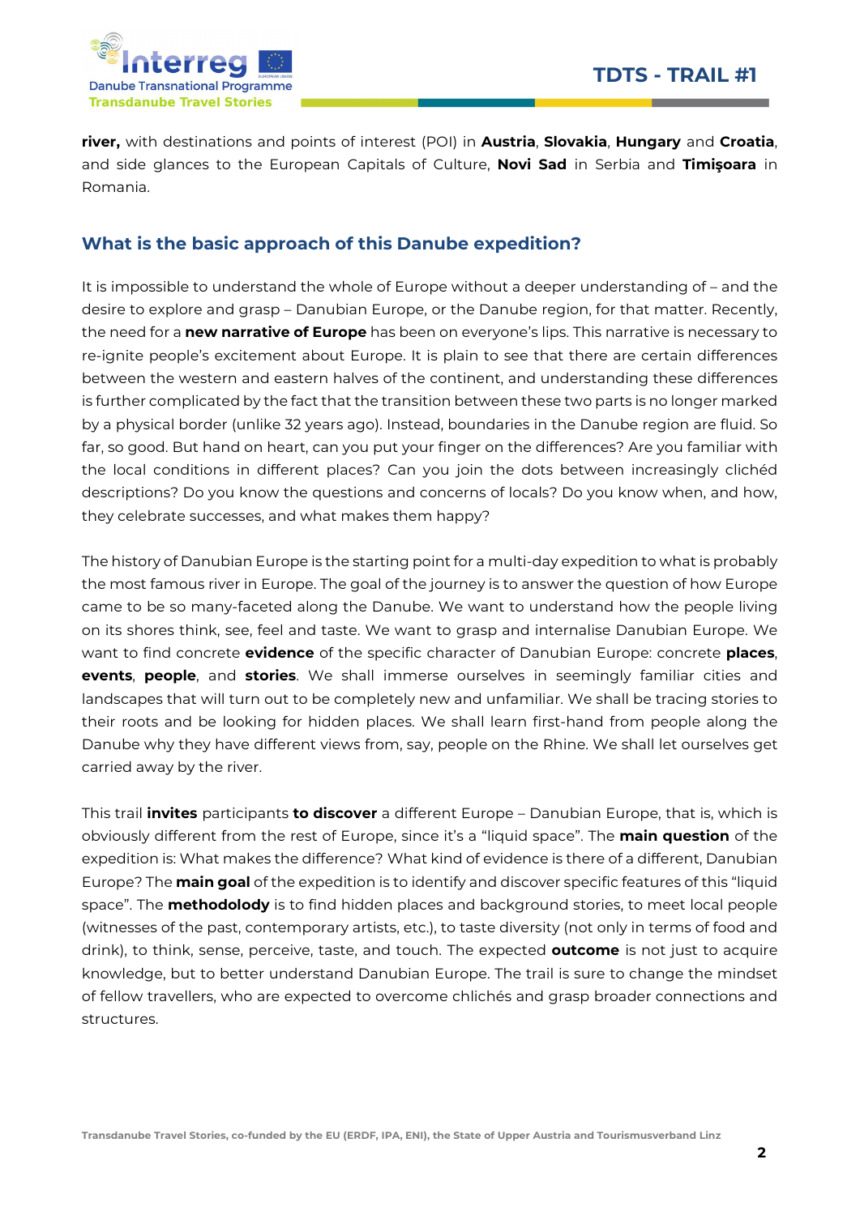**river,** with destinations and points of interest (POI) in **Austria**, **Slovakia**, **Hungary** and **Croatia**, and side glances to the European Capitals of Culture, **Novi Sad** in Serbia and **Timişoara** in Romania.

## What is the basic approach of this Danube expedition?

It is impossible to understand the whole of Europe without a deeper understanding of – and the desire to explore and grasp – Danubian Europe, or the Danube region, for that matter. Recently, the need for a **new narrative of Europe** has been on everyone's lips. This narrative is necessary to re-ignite people's excitement about Europe. It is plain to see that there are certain differences between the western and eastern halves of the continent, and understanding these differences is further complicated by the fact that the transition between these two parts is no longer marked by a physical border (unlike 32 years ago). Instead, boundaries in the Danube region are fluid. So far, so good. But hand on heart, can you put your finger on the differences? Are you familiar with the local conditions in different places? Can you join the dots between increasingly clichéd descriptions? Do you know the questions and concerns of locals? Do you know when, and how, they celebrate successes, and what makes them happy?

The history of Danubian Europe is the starting point for a multi-day expedition to what is probably the most famous river in Europe. The goal of the journey is to answer the question of how Europe came to be so many-faceted along the Danube. We want to understand how the people living on its shores think, see, feel and taste. We want to grasp and internalise Danubian Europe. We want to find concrete **evidence** of the specific character of Danubian Europe: concrete **places**, **events**, **people**, and **stories**. We shall immerse ourselves in seemingly familiar cities and landscapes that will turn out to be completely new and unfamiliar. We shall be tracing stories to their roots and be looking for hidden places. We shall learn first-hand from people along the Danube why they have different views from, say, people on the Rhine. We shall let ourselves get carried away by the river.

This trail **invites** participants **to discover** a different Europe – Danubian Europe, that is, which is obviously different from the rest of Europe, since it's a "liquid space". The **main question** of the expedition is: What makes the difference? What kind of evidence is there of a different, Danubian Europe? The **main goal** of the expedition is to identify and discover specific features of this "liquid space". The **methodolody** is to find hidden places and background stories, to meet local people (witnesses of the past, contemporary artists, etc.), to taste diversity (not only in terms of food and drink), to think, sense, perceive, taste, and touch. The expected **outcome** is not just to acquire knowledge, but to better understand Danubian Europe. The trail is sure to change the mindset of fellow travellers, who are expected to overcome chlichés and grasp broader connections and structures.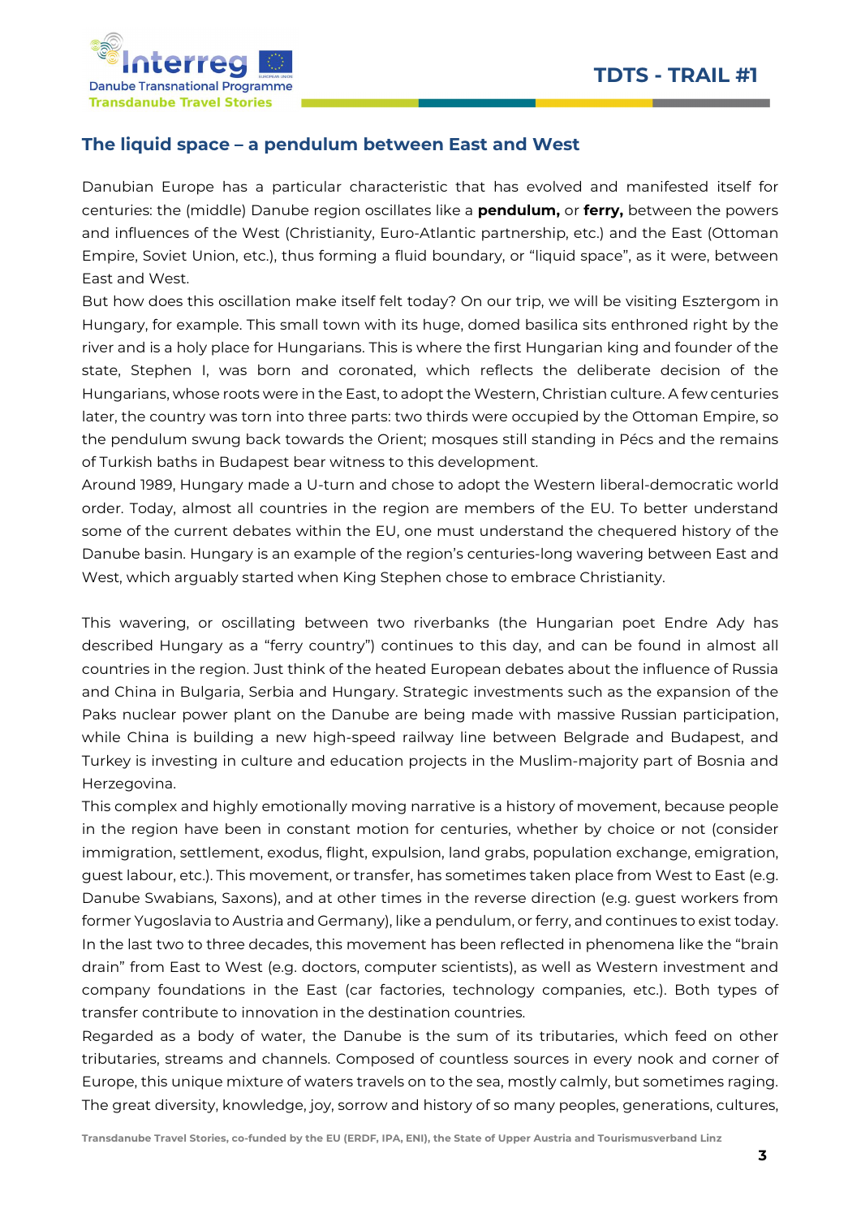## The liquid space – a pendulum between East and West

Danubian Europe has a particular characteristic that has evolved and manifested itself for centuries: the (middle) Danube region oscillates like a **pendulum,** or **ferry,** between the powers and influences of the West (Christianity, Euro-Atlantic partnership, etc.) and the East (Ottoman Empire, Soviet Union, etc.), thus forming a fluid boundary, or "liquid space", as it were, between East and West.

But how does this oscillation make itself felt today? On our trip, we will be visiting Esztergom in Hungary, for example. This small town with its huge, domed basilica sits enthroned right by the river and is a holy place for Hungarians. This is where the first Hungarian king and founder of the state, Stephen I, was born and coronated, which reflects the deliberate decision of the Hungarians, whose roots were in the East, to adopt the Western, Christian culture. A few centuries later, the country was torn into three parts: two thirds were occupied by the Ottoman Empire, so the pendulum swung back towards the Orient; mosques still standing in Pécs and the remains of Turkish baths in Budapest bear witness to this development.

Around 1989, Hungary made a U-turn and chose to adopt the Western liberal-democratic world order. Today, almost all countries in the region are members of the EU. To better understand some of the current debates within the EU, one must understand the chequered history of the Danube basin. Hungary is an example of the region's centuries-long wavering between East and West, which arguably started when King Stephen chose to embrace Christianity.

This wavering, or oscillating between two riverbanks (the Hungarian poet Endre Ady has described Hungary as a "ferry country") continues to this day, and can be found in almost all countries in the region. Just think of the heated European debates about the influence of Russia and China in Bulgaria, Serbia and Hungary. Strategic investments such as the expansion of the Paks nuclear power plant on the Danube are being made with massive Russian participation, while China is building a new high-speed railway line between Belgrade and Budapest, and Turkey is investing in culture and education projects in the Muslim-majority part of Bosnia and Herzegovina.

This complex and highly emotionally moving narrative is a history of movement, because people in the region have been in constant motion for centuries, whether by choice or not (consider immigration, settlement, exodus, flight, expulsion, land grabs, population exchange, emigration, guest labour, etc.). This movement, or transfer, has sometimes taken place from West to East (e.g. Danube Swabians, Saxons), and at other times in the reverse direction (e.g. guest workers from former Yugoslavia to Austria and Germany), like a pendulum, or ferry, and continues to exist today. In the last two to three decades, this movement has been reflected in phenomena like the "brain drain" from East to West (e.g. doctors, computer scientists), as well as Western investment and company foundations in the East (car factories, technology companies, etc.). Both types of transfer contribute to innovation in the destination countries.

Regarded as a body of water, the Danube is the sum of its tributaries, which feed on other tributaries, streams and channels. Composed of countless sources in every nook and corner of Europe, this unique mixture of waters travels on to the sea, mostly calmly, but sometimes raging. The great diversity, knowledge, joy, sorrow and history of so many peoples, generations, cultures,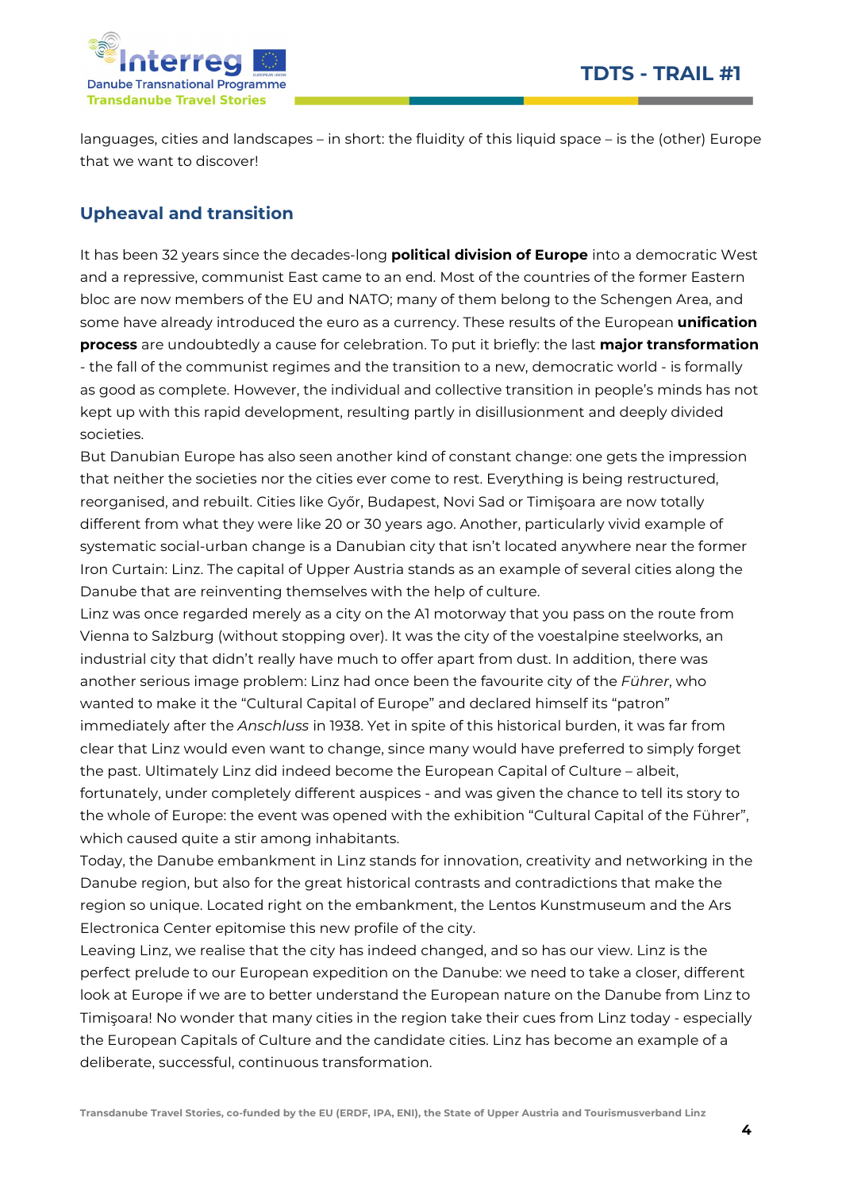languages, cities and landscapes – in short: the fluidity of this liquid space – is the (other) Europe that we want to discover!

## Upheaval and transition

It has been 32 years since the decades-long **political division of Europe** into a democratic West and a repressive, communist East came to an end. Most of the countries of the former Eastern bloc are now members of the EU and NATO; many of them belong to the Schengen Area, and some have already introduced the euro as a currency. These results of the European **unification process** are undoubtedly a cause for celebration. To put it briefly: the last **major transformation** - the fall of the communist regimes and the transition to a new, democratic world - is formally as good as complete. However, the individual and collective transition in people's minds has not kept up with this rapid development, resulting partly in disillusionment and deeply divided societies.

But Danubian Europe has also seen another kind of constant change: one gets the impression that neither the societies nor the cities ever come to rest. Everything is being restructured, reorganised, and rebuilt. Cities like Győr, Budapest, Novi Sad or Timişoara are now totally different from what they were like 20 or 30 years ago. Another, particularly vivid example of systematic social-urban change is a Danubian city that isn't located anywhere near the former Iron Curtain: Linz. The capital of Upper Austria stands as an example of several cities along the Danube that are reinventing themselves with the help of culture.

Linz was once regarded merely as a city on the A1 motorway that you pass on the route from Vienna to Salzburg (without stopping over). It was the city of the voestalpine steelworks, an industrial city that didn't really have much to offer apart from dust. In addition, there was another serious image problem: Linz had once been the favourite city of the *Führer*, who wanted to make it the "Cultural Capital of Europe" and declared himself its "patron" immediately after the *Anschluss* in 1938. Yet in spite of this historical burden, it was far from clear that Linz would even want to change, since many would have preferred to simply forget the past. Ultimately Linz did indeed become the European Capital of Culture – albeit, fortunately, under completely different auspices - and was given the chance to tell its story to the whole of Europe: the event was opened with the exhibition "Cultural Capital of the Führer", which caused quite a stir among inhabitants.

Today, the Danube embankment in Linz stands for innovation, creativity and networking in the Danube region, but also for the great historical contrasts and contradictions that make the region so unique. Located right on the embankment, the Lentos Kunstmuseum and the Ars Electronica Center epitomise this new profile of the city.

Leaving Linz, we realise that the city has indeed changed, and so has our view. Linz is the perfect prelude to our European expedition on the Danube: we need to take a closer, different look at Europe if we are to better understand the European nature on the Danube from Linz to Timişoara! No wonder that many cities in the region take their cues from Linz today - especially the European Capitals of Culture and the candidate cities. Linz has become an example of a deliberate, successful, continuous transformation.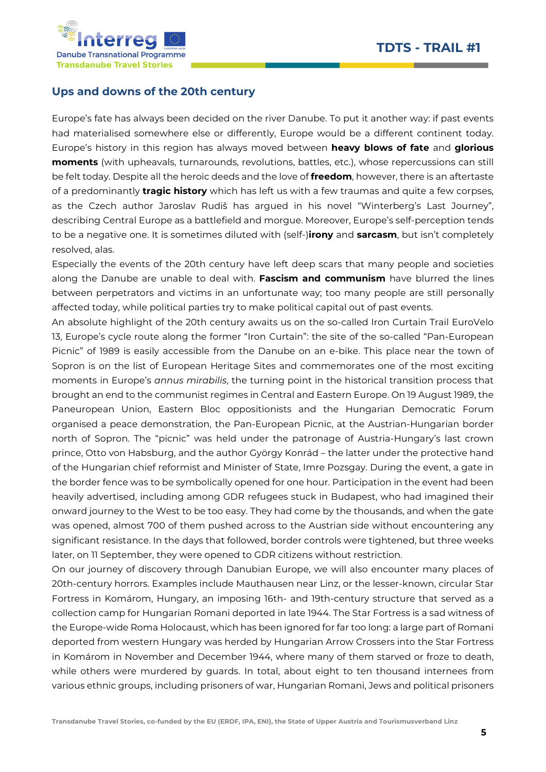## Ups and downs of the 20th century

Europe's fate has always been decided on the river Danube. To put it another way: if past events had materialised somewhere else or differently, Europe would be a different continent today. Europe's history in this region has always moved between **heavy blows of fate** and **glorious moments** (with upheavals, turnarounds, revolutions, battles, etc.), whose repercussions can still be felt today. Despite all the heroic deeds and the love of **freedom**, however, there is an aftertaste of a predominantly **tragic history** which has left us with a few traumas and quite a few corpses, as the Czech author Jaroslav Rudiš has argued in his novel "Winterberg's Last Journey", describing Central Europe as a battlefield and morgue. Moreover, Europe's self-perception tends to be a negative one. It is sometimes diluted with (self-)**irony** and **sarcasm**, but isn't completely resolved, alas.

Especially the events of the 20th century have left deep scars that many people and societies along the Danube are unable to deal with. **Fascism and communism** have blurred the lines between perpetrators and victims in an unfortunate way; too many people are still personally affected today, while political parties try to make political capital out of past events.

An absolute highlight of the 20th century awaits us on the so-called Iron Curtain Trail EuroVelo 13, Europe's cycle route along the former "Iron Curtain": the site of the so-called "Pan-European Picnic" of 1989 is easily accessible from the Danube on an e-bike. This place near the town of Sopron is on the list of European Heritage Sites and commemorates one of the most exciting moments in Europe's *annus mirabilis*, the turning point in the historical transition process that brought an end to the communist regimes in Central and Eastern Europe. On 19 August 1989, the Paneuropean Union, Eastern Bloc oppositionists and the Hungarian Democratic Forum organised a peace demonstration, the Pan-European Picnic, at the Austrian-Hungarian border north of Sopron. The "picnic" was held under the patronage of Austria-Hungary's last crown prince, Otto von Habsburg, and the author György Konrád – the latter under the protective hand of the Hungarian chief reformist and Minister of State, Imre Pozsgay. During the event, a gate in the border fence was to be symbolically opened for one hour. Participation in the event had been heavily advertised, including among GDR refugees stuck in Budapest, who had imagined their onward journey to the West to be too easy. They had come by the thousands, and when the gate was opened, almost 700 of them pushed across to the Austrian side without encountering any significant resistance. In the days that followed, border controls were tightened, but three weeks later, on 11 September, they were opened to GDR citizens without restriction.

On our journey of discovery through Danubian Europe, we will also encounter many places of 20th-century horrors. Examples include Mauthausen near Linz, or the lesser-known, circular Star Fortress in Komárom, Hungary, an imposing 16th- and 19th-century structure that served as a collection camp for Hungarian Romani deported in late 1944. The Star Fortress is a sad witness of the Europe-wide Roma Holocaust, which has been ignored for far too long: a large part of Romani deported from western Hungary was herded by Hungarian Arrow Crossers into the Star Fortress in Komárom in November and December 1944, where many of them starved or froze to death, while others were murdered by guards. In total, about eight to ten thousand internees from various ethnic groups, including prisoners of war, Hungarian Romani, Jews and political prisoners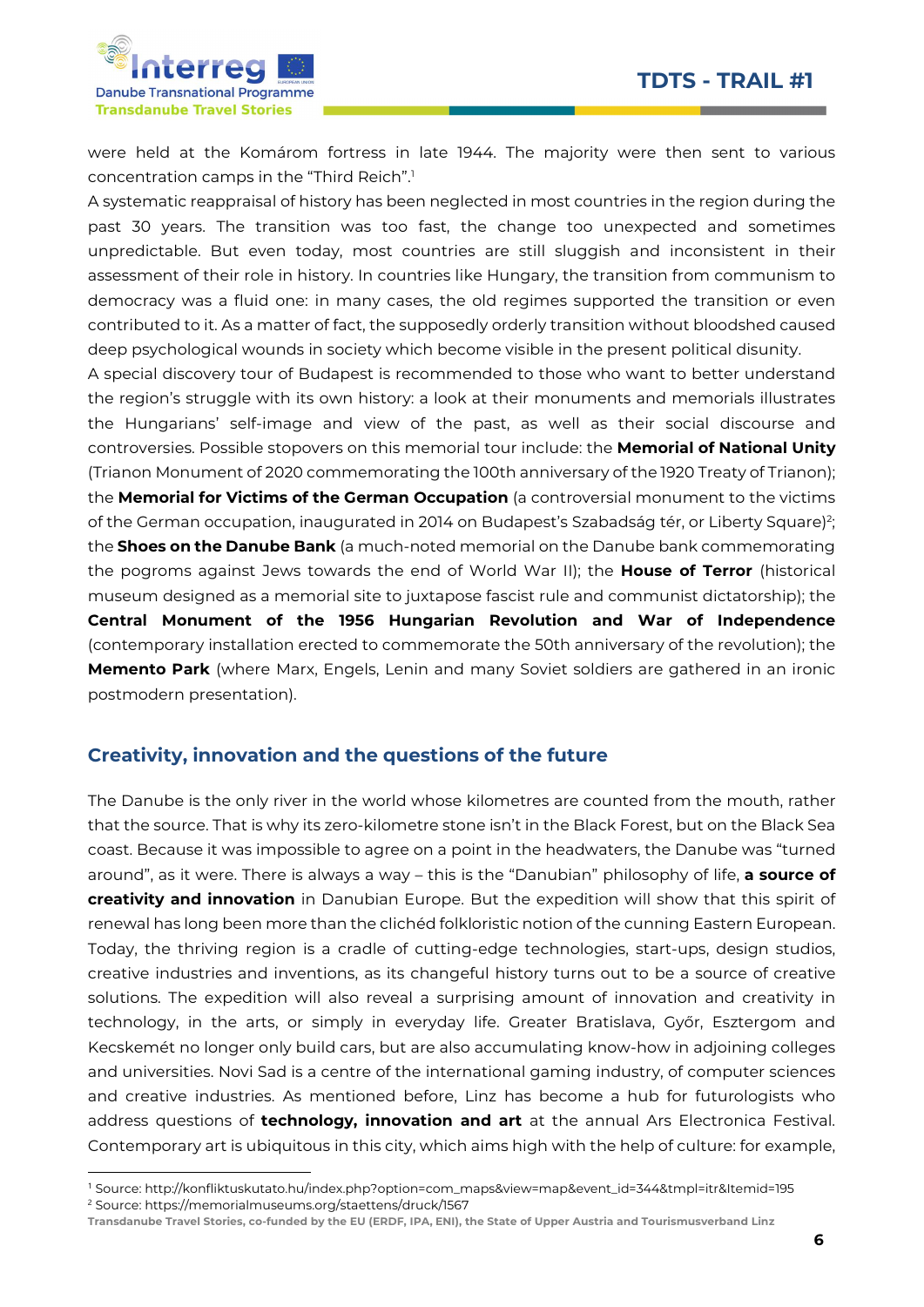were held at the Komárom fortress in late 1944. The majority were then sent to various concentration camps in the "Third Reich".[1]

A systematic reappraisal of history has been neglected in most countries in the region during the past 30 years. The transition was too fast, the change too unexpected and sometimes unpredictable. But even today, most countries are still sluggish and inconsistent in their assessment of their role in history. In countries like Hungary, the transition from communism to democracy was a fluid one: in many cases, the old regimes supported the transition or even contributed to it. As a matter of fact, the supposedly orderly transition without bloodshed caused deep psychological wounds in society which become visible in the present political disunity.

A special discovery tour of Budapest is recommended to those who want to better understand the region's struggle with its own history: a look at their monuments and memorials illustrates the Hungarians' self-image and view of the past, as well as their social discourse and controversies. Possible stopovers on this memorial tour include: the **Memorial of National Unity** (Trianon Monument of 2020 commemorating the 100th anniversary of the 1920 Treaty of Trianon); the **Memorial for Victims of the German Occupation** (a controversial monument to the victims of the German occupation, inaugurated in 2014 on Budapest's Szabadság tér, or Liberty Square)[2]; the **Shoes on the Danube Bank** (a much-noted memorial on the Danube bank commemorating the pogroms against Jews towards the end of World War II); the **House of Terror** (historical museum designed as a memorial site to juxtapose fascist rule and communist dictatorship); the **Central Monument of the 1956 Hungarian Revolution and War of Independence** (contemporary installation erected to commemorate the 50th anniversary of the revolution); the **Memento Park** (where Marx, Engels, Lenin and many Soviet soldiers are gathered in an ironic postmodern presentation).

## Creativity, innovation and the questions of the future

The Danube is the only river in the world whose kilometres are counted from the mouth, rather that the source. That is why its zero-kilometre stone isn't in the Black Forest, but on the Black Sea coast. Because it was impossible to agree on a point in the headwaters, the Danube was "turned around", as it were. There is always a way – this is the "Danubian" philosophy of life, **a source of creativity and innovation** in Danubian Europe. But the expedition will show that this spirit of renewal has long been more than the clichéd folkloristic notion of the cunning Eastern European. Today, the thriving region is a cradle of cutting-edge technologies, start-ups, design studios, creative industries and inventions, as its changeful history turns out to be a source of creative solutions. The expedition will also reveal a surprising amount of innovation and creativity in technology, in the arts, or simply in everyday life. Greater Bratislava, Győr, Esztergom and Kecskemét no longer only build cars, but are also accumulating know-how in adjoining colleges and universities. Novi Sad is a centre of the international gaming industry, of computer sciences and creative industries. As mentioned before, Linz has become a hub for futurologists who address questions of **technology, innovation and art** at the annual Ars Electronica Festival. Contemporary art is ubiquitous in this city, which aims high with the help of culture: for example,

---

[1] Source: http://konfliktuskutato.hu/index.php?option=com_maps&view=map&event_id=344&tmpl=itr&Itemid=195

[2] Source: https://memorialmuseums.org/staettens/druck/1567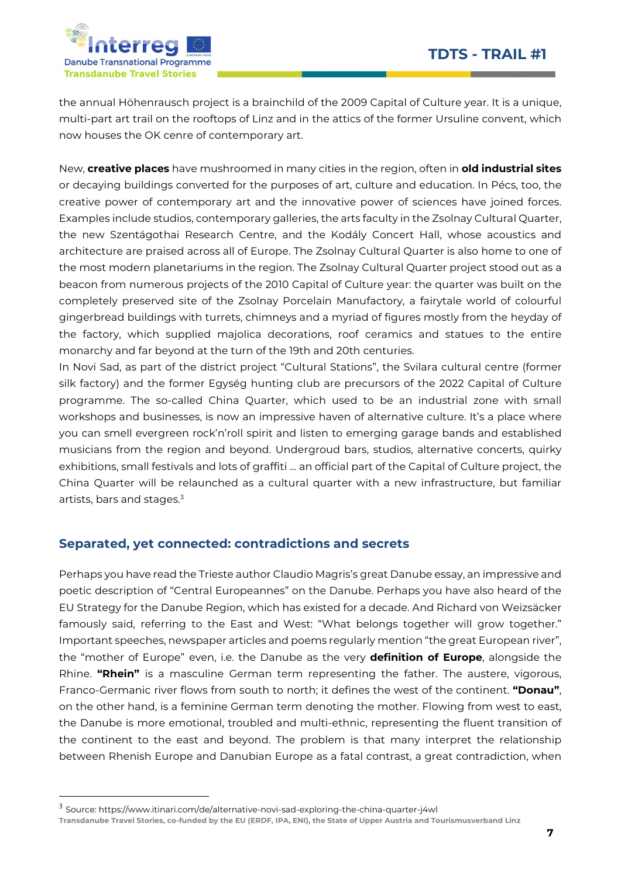the annual Höhenrausch project is a brainchild of the 2009 Capital of Culture year. It is a unique, multi-part art trail on the rooftops of Linz and in the attics of the former Ursuline convent, which now houses the OK cenre of contemporary art.

New, **creative places** have mushroomed in many cities in the region, often in **old industrial sites** or decaying buildings converted for the purposes of art, culture and education. In Pécs, too, the creative power of contemporary art and the innovative power of sciences have joined forces. Examples include studios, contemporary galleries, the arts faculty in the Zsolnay Cultural Quarter, the new Szentágothai Research Centre, and the Kodály Concert Hall, whose acoustics and architecture are praised across all of Europe. The Zsolnay Cultural Quarter is also home to one of the most modern planetariums in the region. The Zsolnay Cultural Quarter project stood out as a beacon from numerous projects of the 2010 Capital of Culture year: the quarter was built on the completely preserved site of the Zsolnay Porcelain Manufactory, a fairytale world of colourful gingerbread buildings with turrets, chimneys and a myriad of figures mostly from the heyday of the factory, which supplied majolica decorations, roof ceramics and statues to the entire monarchy and far beyond at the turn of the 19th and 20th centuries.

In Novi Sad, as part of the district project "Cultural Stations", the Svilara cultural centre (former silk factory) and the former Egység hunting club are precursors of the 2022 Capital of Culture programme. The so-called China Quarter, which used to be an industrial zone with small workshops and businesses, is now an impressive haven of alternative culture. It's a place where you can smell evergreen rock'n'roll spirit and listen to emerging garage bands and established musicians from the region and beyond. Undergroud bars, studios, alternative concerts, quirky exhibitions, small festivals and lots of graffiti … an official part of the Capital of Culture project, the China Quarter will be relaunched as a cultural quarter with a new infrastructure, but familiar artists, bars and stages.[3]

## Separated, yet connected: contradictions and secrets

Perhaps you have read the Trieste author Claudio Magris's great Danube essay, an impressive and poetic description of "Central Europeannes" on the Danube. Perhaps you have also heard of the EU Strategy for the Danube Region, which has existed for a decade. And Richard von Weizsäcker famously said, referring to the East and West: "What belongs together will grow together." Important speeches, newspaper articles and poems regularly mention "the great European river", the "mother of Europe" even, i.e. the Danube as the very **definition of Europe**, alongside the Rhine. **"Rhein"** is a masculine German term representing the father. The austere, vigorous, Franco-Germanic river flows from south to north; it defines the west of the continent. **"Donau"**, on the other hand, is a feminine German term denoting the mother. Flowing from west to east, the Danube is more emotional, troubled and multi-ethnic, representing the fluent transition of the continent to the east and beyond. The problem is that many interpret the relationship between Rhenish Europe and Danubian Europe as a fatal contrast, a great contradiction, when

---

[3] Source: https://www.itinari.com/de/alternative-novi-sad-exploring-the-china-quarter-j4wl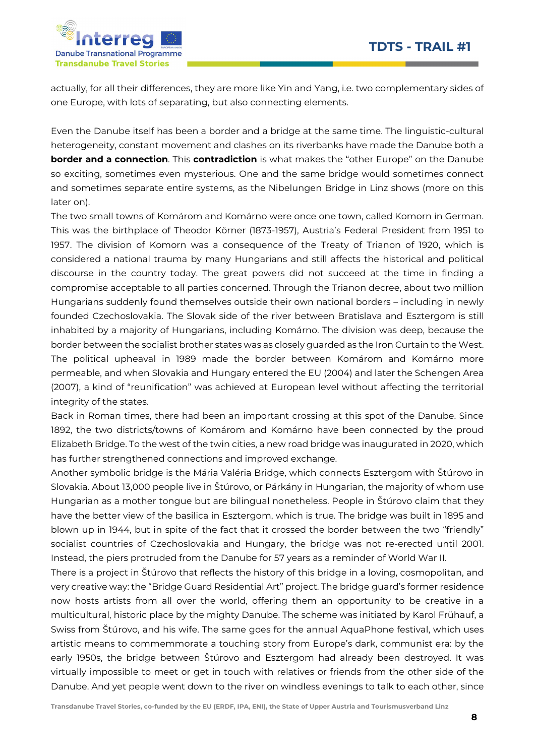actually, for all their differences, they are more like Yin and Yang, i.e. two complementary sides of one Europe, with lots of separating, but also connecting elements.

Even the Danube itself has been a border and a bridge at the same time. The linguistic-cultural heterogeneity, constant movement and clashes on its riverbanks have made the Danube both a **border and a connection**. This **contradiction** is what makes the “other Europe” on the Danube so exciting, sometimes even mysterious. One and the same bridge would sometimes connect and sometimes separate entire systems, as the Nibelungen Bridge in Linz shows (more on this later on).

The two small towns of Komárom and Komárno were once one town, called Komorn in German. This was the birthplace of Theodor Körner (1873-1957), Austria’s Federal President from 1951 to 1957. The division of Komorn was a consequence of the Treaty of Trianon of 1920, which is considered a national trauma by many Hungarians and still affects the historical and political discourse in the country today. The great powers did not succeed at the time in finding a compromise acceptable to all parties concerned. Through the Trianon decree, about two million Hungarians suddenly found themselves outside their own national borders – including in newly founded Czechoslovakia. The Slovak side of the river between Bratislava and Esztergom is still inhabited by a majority of Hungarians, including Komárno. The division was deep, because the border between the socialist brother states was as closely guarded as the Iron Curtain to the West. The political upheaval in 1989 made the border between Komárom and Komárno more permeable, and when Slovakia and Hungary entered the EU (2004) and later the Schengen Area (2007), a kind of “reunification” was achieved at European level without affecting the territorial integrity of the states.

Back in Roman times, there had been an important crossing at this spot of the Danube. Since 1892, the two districts/towns of Komárom and Komárno have been connected by the proud Elizabeth Bridge. To the west of the twin cities, a new road bridge was inaugurated in 2020, which has further strengthened connections and improved exchange.

Another symbolic bridge is the Mária Valéria Bridge, which connects Esztergom with Štúrovo in Slovakia. About 13,000 people live in Štúrovo, or Párkány in Hungarian, the majority of whom use Hungarian as a mother tongue but are bilingual nonetheless. People in Štúrovo claim that they have the better view of the basilica in Esztergom, which is true. The bridge was built in 1895 and blown up in 1944, but in spite of the fact that it crossed the border between the two “friendly” socialist countries of Czechoslovakia and Hungary, the bridge was not re-erected until 2001. Instead, the piers protruded from the Danube for 57 years as a reminder of World War II.

There is a project in Štúrovo that reflects the history of this bridge in a loving, cosmopolitan, and very creative way: the “Bridge Guard Residential Art” project. The bridge guard’s former residence now hosts artists from all over the world, offering them an opportunity to be creative in a multicultural, historic place by the mighty Danube. The scheme was initiated by Karol Frühauf, a Swiss from Štúrovo, and his wife. The same goes for the annual AquaPhone festival, which uses artistic means to commemmorate a touching story from Europe’s dark, communist era: by the early 1950s, the bridge between Štúrovo and Esztergom had already been destroyed. It was virtually impossible to meet or get in touch with relatives or friends from the other side of the Danube. And yet people went down to the river on windless evenings to talk to each other, since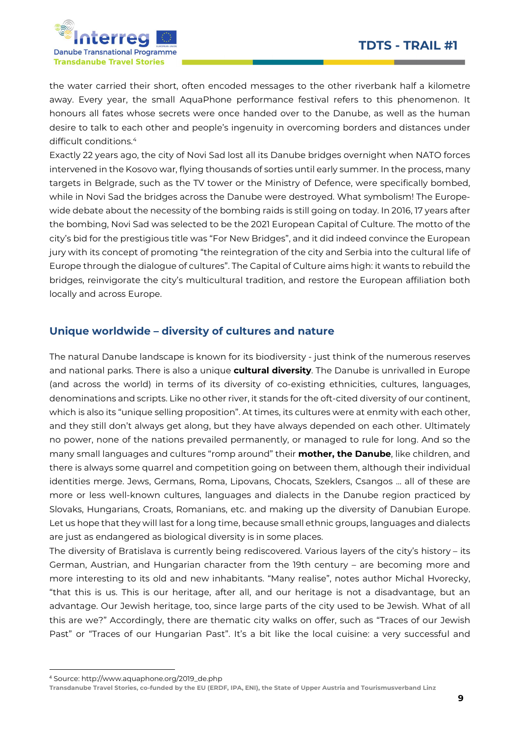the water carried their short, often encoded messages to the other riverbank half a kilometre away. Every year, the small AquaPhone performance festival refers to this phenomenon. It honours all fates whose secrets were once handed over to the Danube, as well as the human desire to talk to each other and people's ingenuity in overcoming borders and distances under difficult conditions.[4]

Exactly 22 years ago, the city of Novi Sad lost all its Danube bridges overnight when NATO forces intervened in the Kosovo war, flying thousands of sorties until early summer. In the process, many targets in Belgrade, such as the TV tower or the Ministry of Defence, were specifically bombed, while in Novi Sad the bridges across the Danube were destroyed. What symbolism! The Europe-wide debate about the necessity of the bombing raids is still going on today. In 2016, 17 years after the bombing, Novi Sad was selected to be the 2021 European Capital of Culture. The motto of the city's bid for the prestigious title was "For New Bridges", and it did indeed convince the European jury with its concept of promoting "the reintegration of the city and Serbia into the cultural life of Europe through the dialogue of cultures". The Capital of Culture aims high: it wants to rebuild the bridges, reinvigorate the city's multicultural tradition, and restore the European affiliation both locally and across Europe.

## Unique worldwide – diversity of cultures and nature

The natural Danube landscape is known for its biodiversity - just think of the numerous reserves and national parks. There is also a unique **cultural diversity**. The Danube is unrivalled in Europe (and across the world) in terms of its diversity of co-existing ethnicities, cultures, languages, denominations and scripts. Like no other river, it stands for the oft-cited diversity of our continent, which is also its "unique selling proposition". At times, its cultures were at enmity with each other, and they still don't always get along, but they have always depended on each other. Ultimately no power, none of the nations prevailed permanently, or managed to rule for long. And so the many small languages and cultures "romp around" their **mother, the Danube**, like children, and there is always some quarrel and competition going on between them, although their individual identities merge. Jews, Germans, Roma, Lipovans, Chocats, Szeklers, Csangos ... all of these are more or less well-known cultures, languages and dialects in the Danube region practiced by Slovaks, Hungarians, Croats, Romanians, etc. and making up the diversity of Danubian Europe. Let us hope that they will last for a long time, because small ethnic groups, languages and dialects are just as endangered as biological diversity is in some places.

The diversity of Bratislava is currently being rediscovered. Various layers of the city's history – its German, Austrian, and Hungarian character from the 19th century – are becoming more and more interesting to its old and new inhabitants. "Many realise", notes author Michal Hvorecky, "that this is us. This is our heritage, after all, and our heritage is not a disadvantage, but an advantage. Our Jewish heritage, too, since large parts of the city used to be Jewish. What of all this are we?" Accordingly, there are thematic city walks on offer, such as "Traces of our Jewish Past" or "Traces of our Hungarian Past". It's a bit like the local cuisine: a very successful and

[4] Source: http://www.aquaphone.org/2019_de.php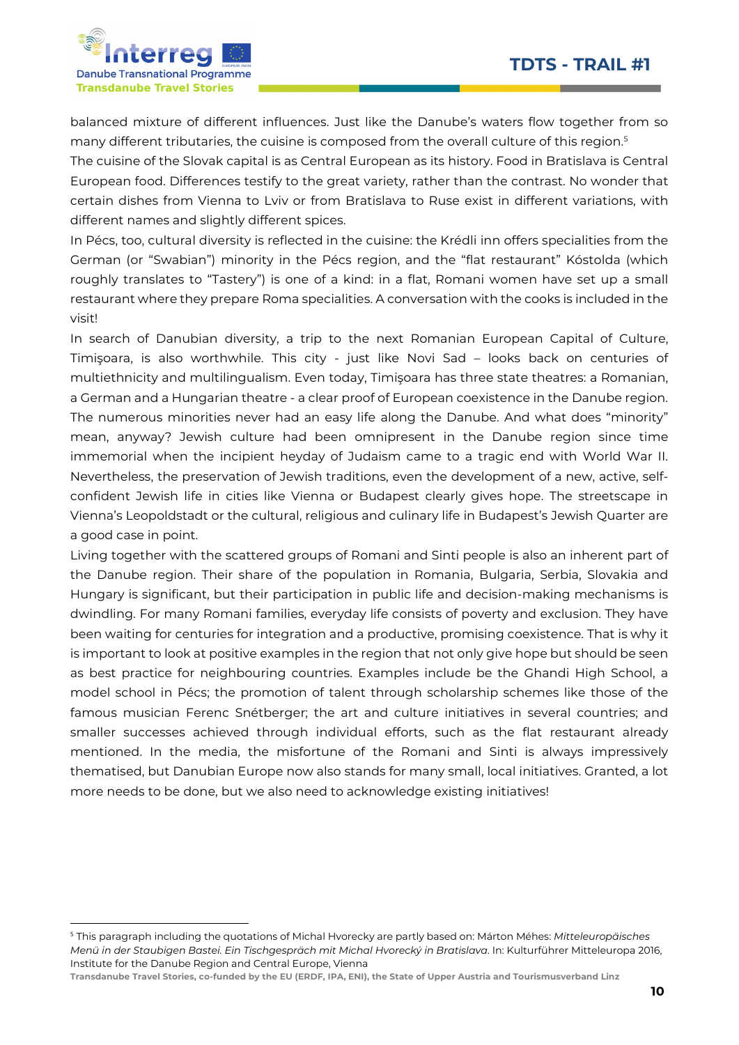balanced mixture of different influences. Just like the Danube's waters flow together from so many different tributaries, the cuisine is composed from the overall culture of this region.[5]

The cuisine of the Slovak capital is as Central European as its history. Food in Bratislava is Central European food. Differences testify to the great variety, rather than the contrast. No wonder that certain dishes from Vienna to Lviv or from Bratislava to Ruse exist in different variations, with different names and slightly different spices.

In Pécs, too, cultural diversity is reflected in the cuisine: the Krédli inn offers specialities from the German (or "Swabian") minority in the Pécs region, and the "flat restaurant" Kóstolda (which roughly translates to "Tastery") is one of a kind: in a flat, Romani women have set up a small restaurant where they prepare Roma specialities. A conversation with the cooks is included in the visit!

In search of Danubian diversity, a trip to the next Romanian European Capital of Culture, Timişoara, is also worthwhile. This city - just like Novi Sad – looks back on centuries of multiethnicity and multilingualism. Even today, Timişoara has three state theatres: a Romanian, a German and a Hungarian theatre - a clear proof of European coexistence in the Danube region. The numerous minorities never had an easy life along the Danube. And what does "minority" mean, anyway? Jewish culture had been omnipresent in the Danube region since time immemorial when the incipient heyday of Judaism came to a tragic end with World War II. Nevertheless, the preservation of Jewish traditions, even the development of a new, active, self-confident Jewish life in cities like Vienna or Budapest clearly gives hope. The streetscape in Vienna's Leopoldstadt or the cultural, religious and culinary life in Budapest's Jewish Quarter are a good case in point.

Living together with the scattered groups of Romani and Sinti people is also an inherent part of the Danube region. Their share of the population in Romania, Bulgaria, Serbia, Slovakia and Hungary is significant, but their participation in public life and decision-making mechanisms is dwindling. For many Romani families, everyday life consists of poverty and exclusion. They have been waiting for centuries for integration and a productive, promising coexistence. That is why it is important to look at positive examples in the region that not only give hope but should be seen as best practice for neighbouring countries. Examples include be the Ghandi High School, a model school in Pécs; the promotion of talent through scholarship schemes like those of the famous musician Ferenc Snétberger; the art and culture initiatives in several countries; and smaller successes achieved through individual efforts, such as the flat restaurant already mentioned. In the media, the misfortune of the Romani and Sinti is always impressively thematised, but Danubian Europe now also stands for many small, local initiatives. Granted, a lot more needs to be done, but we also need to acknowledge existing initiatives!

---

[5] This paragraph including the quotations of Michal Hvorecky are partly based on: Márton Méhes: *Mitteleuropäisches Menü in der Staubigen Bastei. Ein Tischgespräch mit Michal Hvorecký in Bratislava.* In: Kulturführer Mitteleuropa 2016, Institute for the Danube Region and Central Europe, Vienna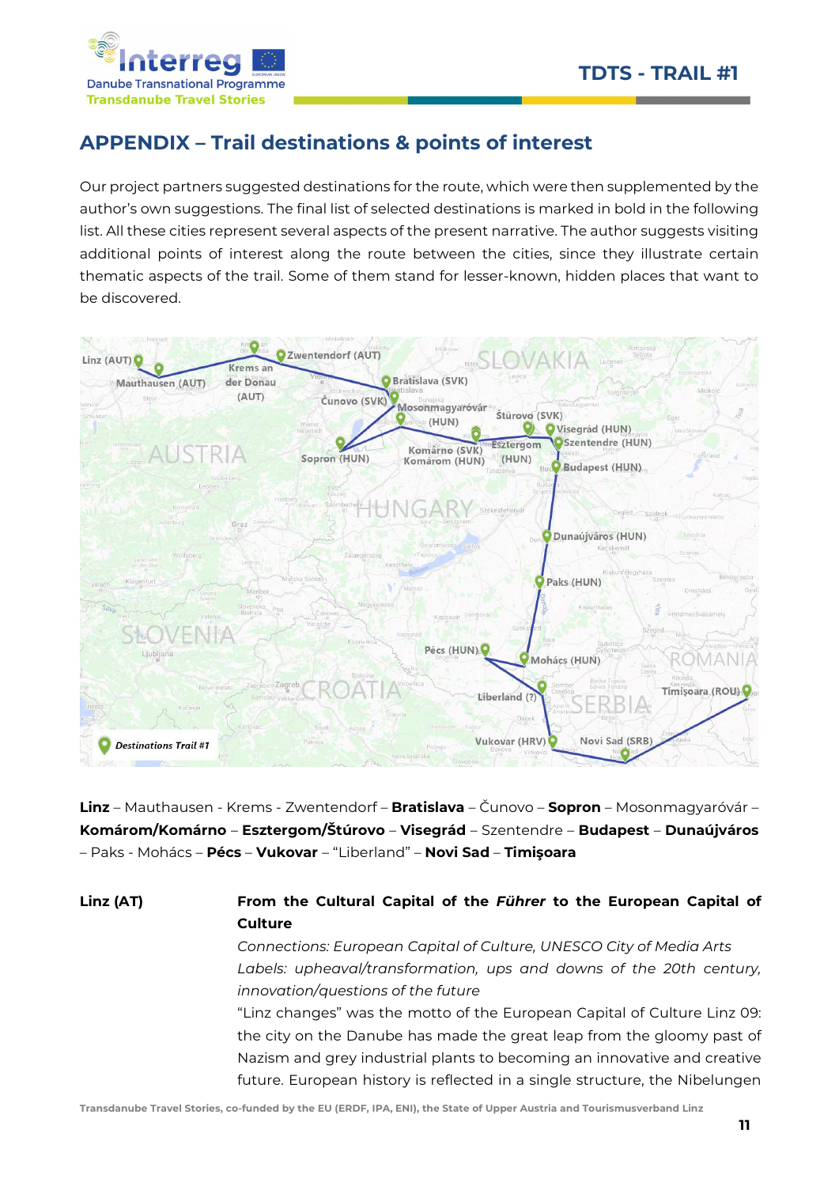## APPENDIX – Trail destinations & points of interest

Our project partners suggested destinations for the route, which were then supplemented by the author's own suggestions. The final list of selected destinations is marked in bold in the following list. All these cities represent several aspects of the present narrative. The author suggests visiting additional points of interest along the route between the cities, since they illustrate certain thematic aspects of the trail. Some of them stand for lesser-known, hidden places that want to be discovered.

**Linz** – Mauthausen - Krems - Zwentendorf – **Bratislava** – Čunovo – **Sopron** – Mosonmagyaróvár – **Komárom/Komárno** – **Esztergom/Štúrovo** – **Visegrád** – Szentendre – **Budapest** – **Dunaújváros** – Paks - Mohács – **Pécs** – **Vukovar** – "Liberland" – **Novi Sad** – **Timişoara**

**Linz (AT)**

**From the Cultural Capital of the *Führer* to the European Capital of Culture**

*Connections: European Capital of Culture, UNESCO City of Media Arts*

*Labels: upheaval/transformation, ups and downs of the 20th century, innovation/questions of the future*

"Linz changes" was the motto of the European Capital of Culture Linz 09: the city on the Danube has made the great leap from the gloomy past of Nazism and grey industrial plants to becoming an innovative and creative future. European history is reflected in a single structure, the Nibelungen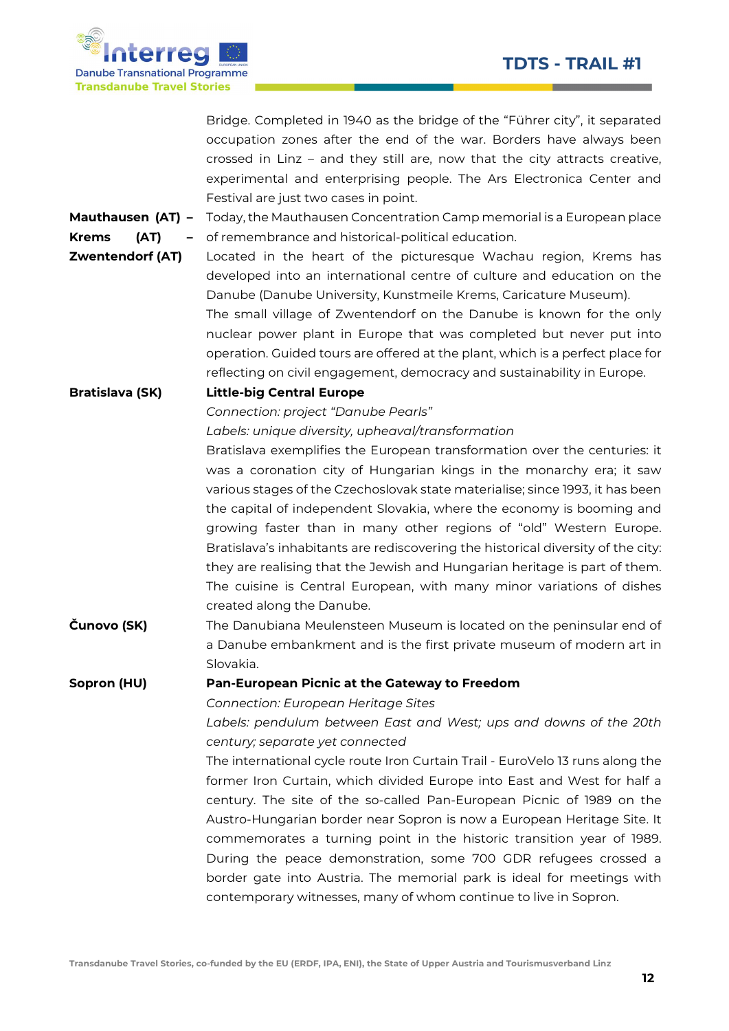Bridge. Completed in 1940 as the bridge of the "Führer city", it separated occupation zones after the end of the war. Borders have always been crossed in Linz – and they still are, now that the city attracts creative, experimental and enterprising people. The Ars Electronica Center and Festival are just two cases in point.

**Mauthausen (AT) – Krems (AT) – Zwentendorf (AT)**

Today, the Mauthausen Concentration Camp memorial is a European place of remembrance and historical-political education.

Located in the heart of the picturesque Wachau region, Krems has developed into an international centre of culture and education on the Danube (Danube University, Kunstmeile Krems, Caricature Museum).

The small village of Zwentendorf on the Danube is known for the only nuclear power plant in Europe that was completed but never put into operation. Guided tours are offered at the plant, which is a perfect place for reflecting on civil engagement, democracy and sustainability in Europe.

**Bratislava (SK)**

**Little-big Central Europe**

*Connection: project "Danube Pearls"*

*Labels: unique diversity, upheaval/transformation*

Bratislava exemplifies the European transformation over the centuries: it was a coronation city of Hungarian kings in the monarchy era; it saw various stages of the Czechoslovak state materialise; since 1993, it has been the capital of independent Slovakia, where the economy is booming and growing faster than in many other regions of "old" Western Europe. Bratislava's inhabitants are rediscovering the historical diversity of the city: they are realising that the Jewish and Hungarian heritage is part of them. The cuisine is Central European, with many minor variations of dishes created along the Danube.

**Čunovo (SK)**

The Danubiana Meulensteen Museum is located on the peninsular end of a Danube embankment and is the first private museum of modern art in Slovakia.

**Sopron (HU)**

**Pan-European Picnic at the Gateway to Freedom**

*Connection: European Heritage Sites*

*Labels: pendulum between East and West; ups and downs of the 20th century; separate yet connected*

The international cycle route Iron Curtain Trail - EuroVelo 13 runs along the former Iron Curtain, which divided Europe into East and West for half a century. The site of the so-called Pan-European Picnic of 1989 on the Austro-Hungarian border near Sopron is now a European Heritage Site. It commemorates a turning point in the historic transition year of 1989. During the peace demonstration, some 700 GDR refugees crossed a border gate into Austria. The memorial park is ideal for meetings with contemporary witnesses, many of whom continue to live in Sopron.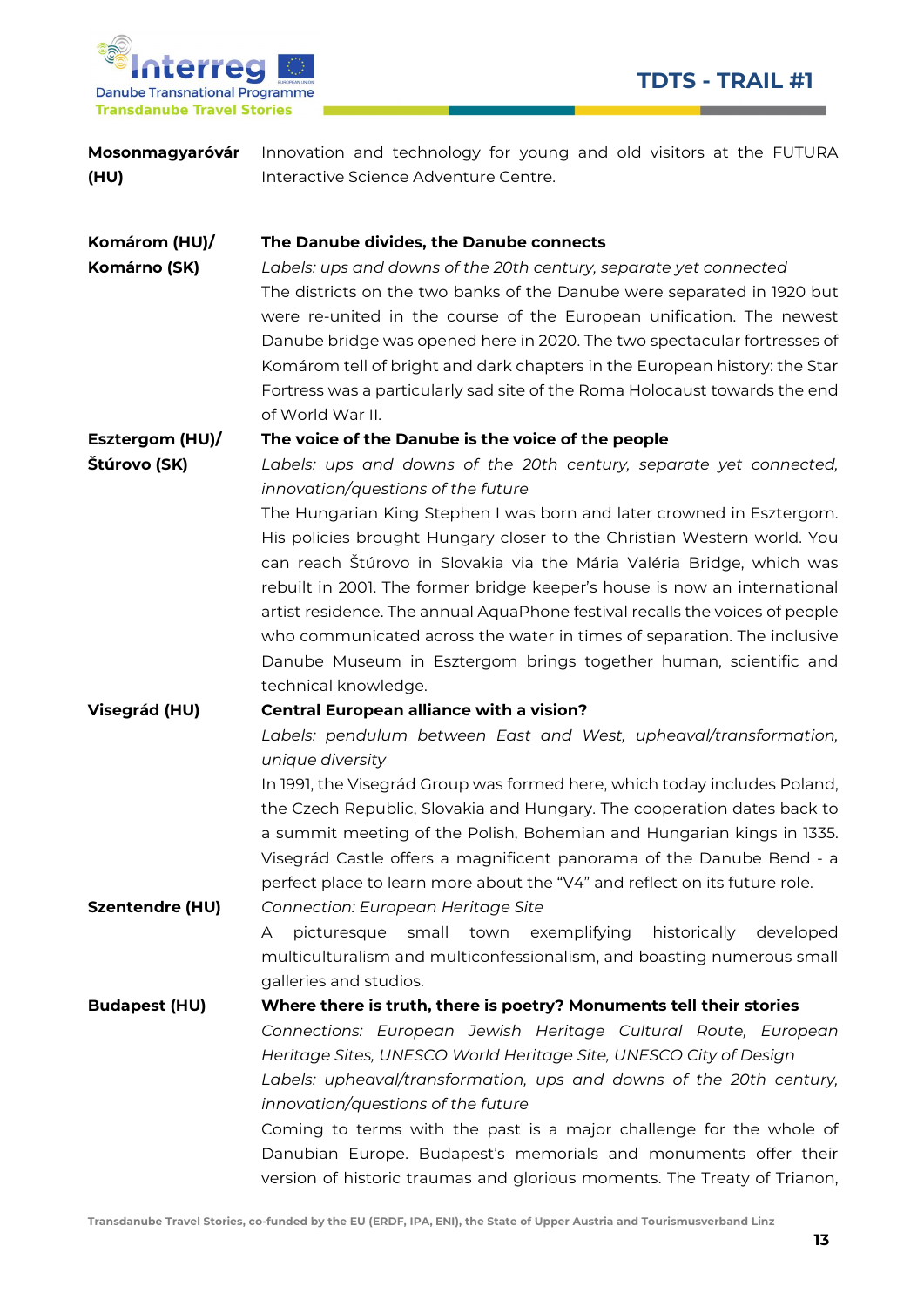**Mosonmagyaróvár (HU)**

Innovation and technology for young and old visitors at the FUTURA Interactive Science Adventure Centre.

**Komárom (HU)/ Komárno (SK)**

**The Danube divides, the Danube connects**

*Labels: ups and downs of the 20th century, separate yet connected*

The districts on the two banks of the Danube were separated in 1920 but were re-united in the course of the European unification. The newest Danube bridge was opened here in 2020. The two spectacular fortresses of Komárom tell of bright and dark chapters in the European history: the Star Fortress was a particularly sad site of the Roma Holocaust towards the end of World War II.

**Esztergom (HU)/ Štúrovo (SK)**

**The voice of the Danube is the voice of the people**

*Labels: ups and downs of the 20th century, separate yet connected, innovation/questions of the future*

The Hungarian King Stephen I was born and later crowned in Esztergom. His policies brought Hungary closer to the Christian Western world. You can reach Štúrovo in Slovakia via the Mária Valéria Bridge, which was rebuilt in 2001. The former bridge keeper's house is now an international artist residence. The annual AquaPhone festival recalls the voices of people who communicated across the water in times of separation. The inclusive Danube Museum in Esztergom brings together human, scientific and technical knowledge.

**Visegrád (HU)**

**Central European alliance with a vision?**

*Labels: pendulum between East and West, upheaval/transformation, unique diversity*

In 1991, the Visegrád Group was formed here, which today includes Poland, the Czech Republic, Slovakia and Hungary. The cooperation dates back to a summit meeting of the Polish, Bohemian and Hungarian kings in 1335. Visegrád Castle offers a magnificent panorama of the Danube Bend - a perfect place to learn more about the "V4" and reflect on its future role.

**Szentendre (HU)**

*Connection: European Heritage Site*

A picturesque small town exemplifying historically developed multiculturalism and multiconfessionalism, and boasting numerous small galleries and studios.

**Budapest (HU)**

**Where there is truth, there is poetry? Monuments tell their stories**

*Connections: European Jewish Heritage Cultural Route, European Heritage Sites, UNESCO World Heritage Site, UNESCO City of Design*

*Labels: upheaval/transformation, ups and downs of the 20th century, innovation/questions of the future*

Coming to terms with the past is a major challenge for the whole of Danubian Europe. Budapest's memorials and monuments offer their version of historic traumas and glorious moments. The Treaty of Trianon,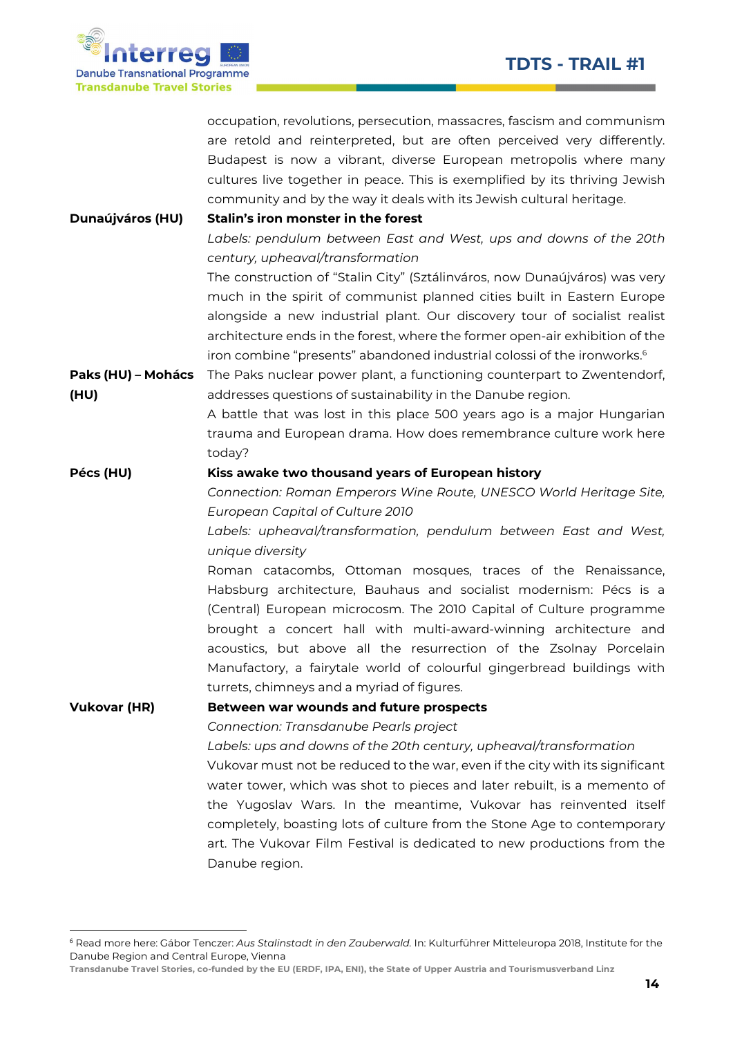occupation, revolutions, persecution, massacres, fascism and communism are retold and reinterpreted, but are often perceived very differently. Budapest is now a vibrant, diverse European metropolis where many cultures live together in peace. This is exemplified by its thriving Jewish community and by the way it deals with its Jewish cultural heritage.

**Dunaújváros (HU)**

**Stalin's iron monster in the forest**

*Labels: pendulum between East and West, ups and downs of the 20th century, upheaval/transformation*

The construction of "Stalin City" (Sztálinváros, now Dunaújváros) was very much in the spirit of communist planned cities built in Eastern Europe alongside a new industrial plant. Our discovery tour of socialist realist architecture ends in the forest, where the former open-air exhibition of the iron combine "presents" abandoned industrial colossi of the ironworks.[6]

**Paks (HU) – Mohács (HU)**

The Paks nuclear power plant, a functioning counterpart to Zwentendorf, addresses questions of sustainability in the Danube region.

A battle that was lost in this place 500 years ago is a major Hungarian trauma and European drama. How does remembrance culture work here today?

**Pécs (HU)**

**Kiss awake two thousand years of European history**

*Connection: Roman Emperors Wine Route, UNESCO World Heritage Site, European Capital of Culture 2010*

*Labels: upheaval/transformation, pendulum between East and West, unique diversity*

Roman catacombs, Ottoman mosques, traces of the Renaissance, Habsburg architecture, Bauhaus and socialist modernism: Pécs is a (Central) European microcosm. The 2010 Capital of Culture programme brought a concert hall with multi-award-winning architecture and acoustics, but above all the resurrection of the Zsolnay Porcelain Manufactory, a fairytale world of colourful gingerbread buildings with turrets, chimneys and a myriad of figures.

**Vukovar (HR)**

**Between war wounds and future prospects**

*Connection: Transdanube Pearls project*

*Labels: ups and downs of the 20th century, upheaval/transformation*

Vukovar must not be reduced to the war, even if the city with its significant water tower, which was shot to pieces and later rebuilt, is a memento of the Yugoslav Wars. In the meantime, Vukovar has reinvented itself completely, boasting lots of culture from the Stone Age to contemporary art. The Vukovar Film Festival is dedicated to new productions from the Danube region.

---

[6] Read more here: Gábor Tenczer: *Aus Stalinstadt in den Zauberwald.* In: Kulturführer Mitteleuropa 2018, Institute for the Danube Region and Central Europe, Vienna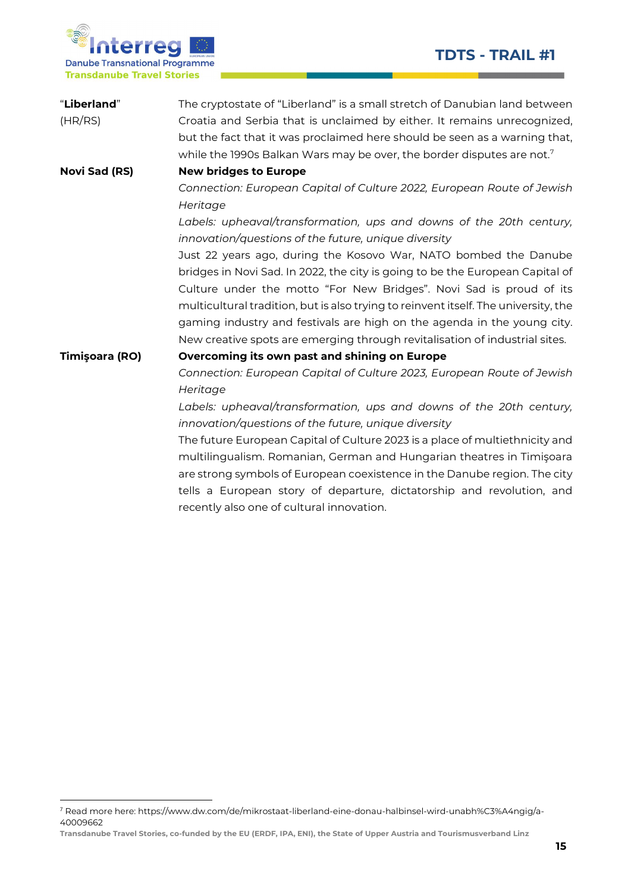"**Liberland**" (HR/RS)

The cryptostate of "Liberland" is a small stretch of Danubian land between Croatia and Serbia that is unclaimed by either. It remains unrecognized, but the fact that it was proclaimed here should be seen as a warning that, while the 1990s Balkan Wars may be over, the border disputes are not.[7]

**Novi Sad (RS)**

**New bridges to Europe**

*Connection: European Capital of Culture 2022, European Route of Jewish Heritage*

*Labels: upheaval/transformation, ups and downs of the 20th century, innovation/questions of the future, unique diversity*

Just 22 years ago, during the Kosovo War, NATO bombed the Danube bridges in Novi Sad. In 2022, the city is going to be the European Capital of Culture under the motto "For New Bridges". Novi Sad is proud of its multicultural tradition, but is also trying to reinvent itself. The university, the gaming industry and festivals are high on the agenda in the young city. New creative spots are emerging through revitalisation of industrial sites.

**Timişoara (RO)**

**Overcoming its own past and shining on Europe**

*Connection: European Capital of Culture 2023, European Route of Jewish Heritage*

*Labels: upheaval/transformation, ups and downs of the 20th century, innovation/questions of the future, unique diversity*

The future European Capital of Culture 2023 is a place of multiethnicity and multilingualism. Romanian, German and Hungarian theatres in Timişoara are strong symbols of European coexistence in the Danube region. The city tells a European story of departure, dictatorship and revolution, and recently also one of cultural innovation.

---

[7] Read more here: https://www.dw.com/de/mikrostaat-liberland-eine-donau-halbinsel-wird-unabh%C3%A4ngig/a-40009662